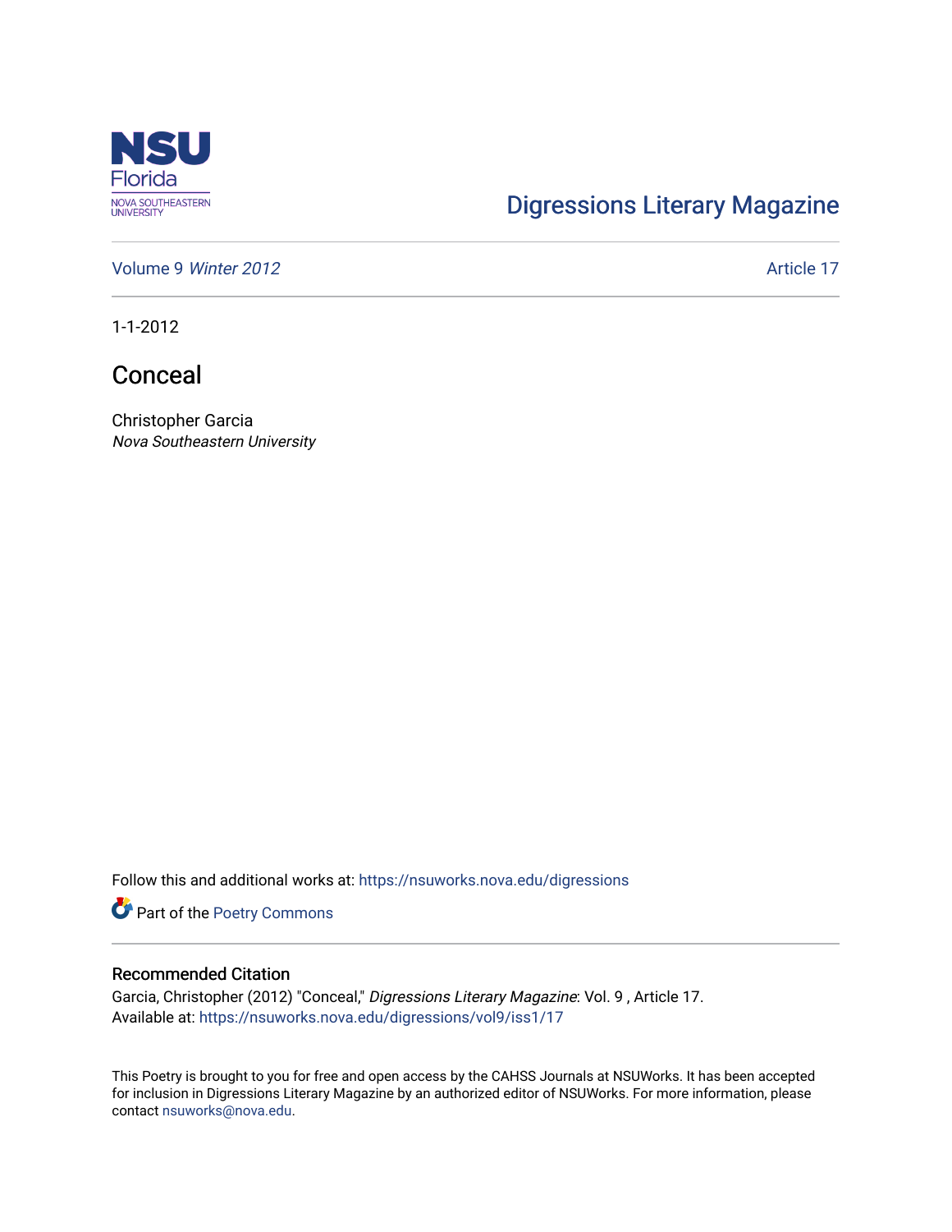NSU Florida
NOVA SOUTHEASTERN UNIVERSITY

Digressions Literary Magazine

Volume 9 *Winter 2012* Article 17

1-1-2012

# Conceal

Christopher Garcia
*Nova Southeastern University*

Follow this and additional works at: https://nsuworks.nova.edu/digressions

Part of the Poetry Commons

## Recommended Citation

Garcia, Christopher (2012) "Conceal," *Digressions Literary Magazine*: Vol. 9 , Article 17.
Available at: https://nsuworks.nova.edu/digressions/vol9/iss1/17

This Poetry is brought to you for free and open access by the CAHSS Journals at NSUWorks. It has been accepted for inclusion in Digressions Literary Magazine by an authorized editor of NSUWorks. For more information, please contact nsuworks@nova.edu.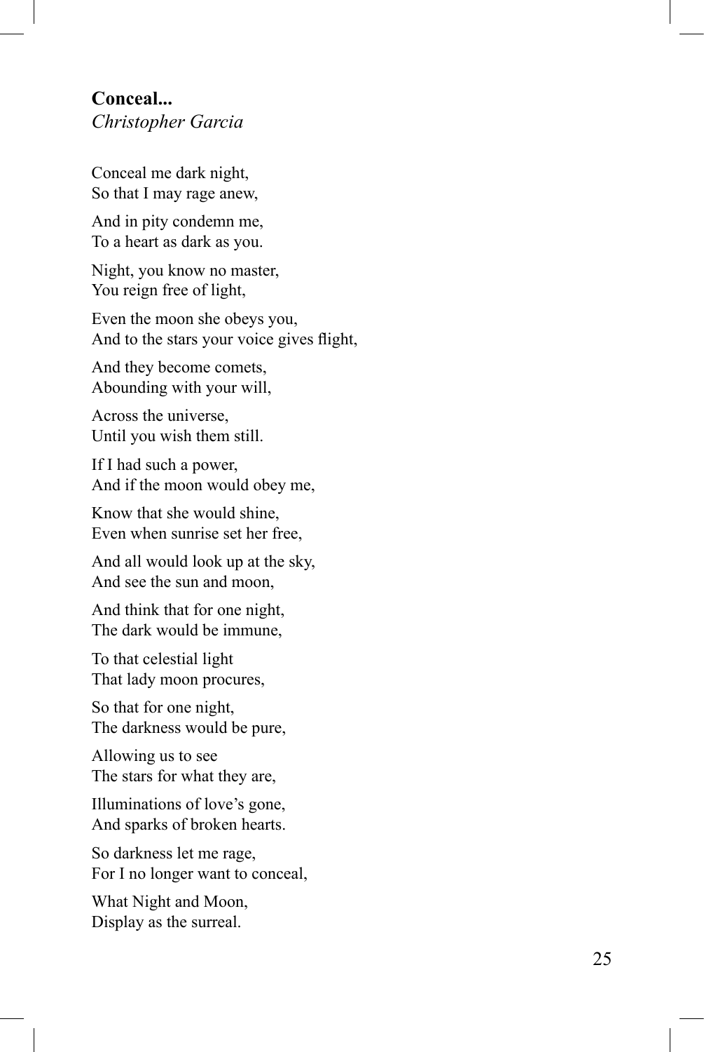**Conceal...**
*Christopher Garcia*

Conceal me dark night,
So that I may rage anew,

And in pity condemn me,
To a heart as dark as you.

Night, you know no master,
You reign free of light,

Even the moon she obeys you,
And to the stars your voice gives flight,

And they become comets,
Abounding with your will,

Across the universe,
Until you wish them still.

If I had such a power,
And if the moon would obey me,

Know that she would shine,
Even when sunrise set her free,

And all would look up at the sky,
And see the sun and moon,

And think that for one night,
The dark would be immune,

To that celestial light
That lady moon procures,

So that for one night,
The darkness would be pure,

Allowing us to see
The stars for what they are,

Illuminations of love's gone,
And sparks of broken hearts.

So darkness let me rage,
For I no longer want to conceal,

What Night and Moon,
Display as the surreal.